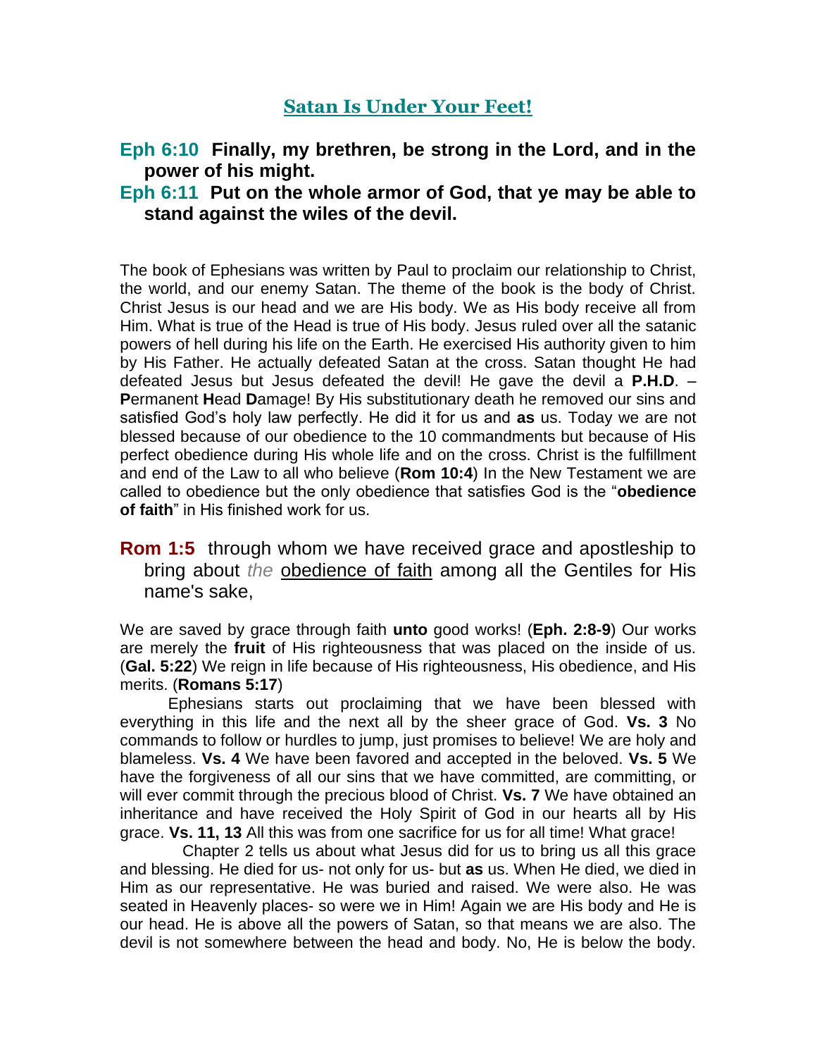# [Satan Is Under Your Feet!]()

**Eph 6:10 Finally, my brethren, be strong in the Lord, and in the power of his might.**

**Eph 6:11 Put on the whole armor of God, that ye may be able to stand against the wiles of the devil.**

The book of Ephesians was written by Paul to proclaim our relationship to Christ, the world, and our enemy Satan. The theme of the book is the body of Christ. Christ Jesus is our head and we are His body. We as His body receive all from Him. What is true of the Head is true of His body. Jesus ruled over all the satanic powers of hell during his life on the Earth. He exercised His authority given to him by His Father. He actually defeated Satan at the cross. Satan thought He had defeated Jesus but Jesus defeated the devil! He gave the devil a **P.H.D**. – **P**ermanent **H**ead **D**amage! By His substitutionary death he removed our sins and satisfied God's holy law perfectly. He did it for us and **as** us. Today we are not blessed because of our obedience to the 10 commandments but because of His perfect obedience during His whole life and on the cross. Christ is the fulfillment and end of the Law to all who believe (**Rom 10:4**) In the New Testament we are called to obedience but the only obedience that satisfies God is the "**obedience of faith**" in His finished work for us.

**Rom 1:5** through whom we have received grace and apostleship to bring about *the* <u>obedience of faith</u> among all the Gentiles for His name's sake,

We are saved by grace through faith **unto** good works! (**Eph. 2:8-9**) Our works are merely the **fruit** of His righteousness that was placed on the inside of us. (**Gal. 5:22**) We reign in life because of His righteousness, His obedience, and His merits. (**Romans 5:17**)

Ephesians starts out proclaiming that we have been blessed with everything in this life and the next all by the sheer grace of God. **Vs. 3** No commands to follow or hurdles to jump, just promises to believe! We are holy and blameless. **Vs. 4** We have been favored and accepted in the beloved. **Vs. 5** We have the forgiveness of all our sins that we have committed, are committing, or will ever commit through the precious blood of Christ. **Vs. 7** We have obtained an inheritance and have received the Holy Spirit of God in our hearts all by His grace. **Vs. 11, 13** All this was from one sacrifice for us for all time! What grace!

Chapter 2 tells us about what Jesus did for us to bring us all this grace and blessing. He died for us- not only for us- but **as** us. When He died, we died in Him as our representative. He was buried and raised. We were also. He was seated in Heavenly places- so were we in Him! Again we are His body and He is our head. He is above all the powers of Satan, so that means we are also. The devil is not somewhere between the head and body. No, He is below the body.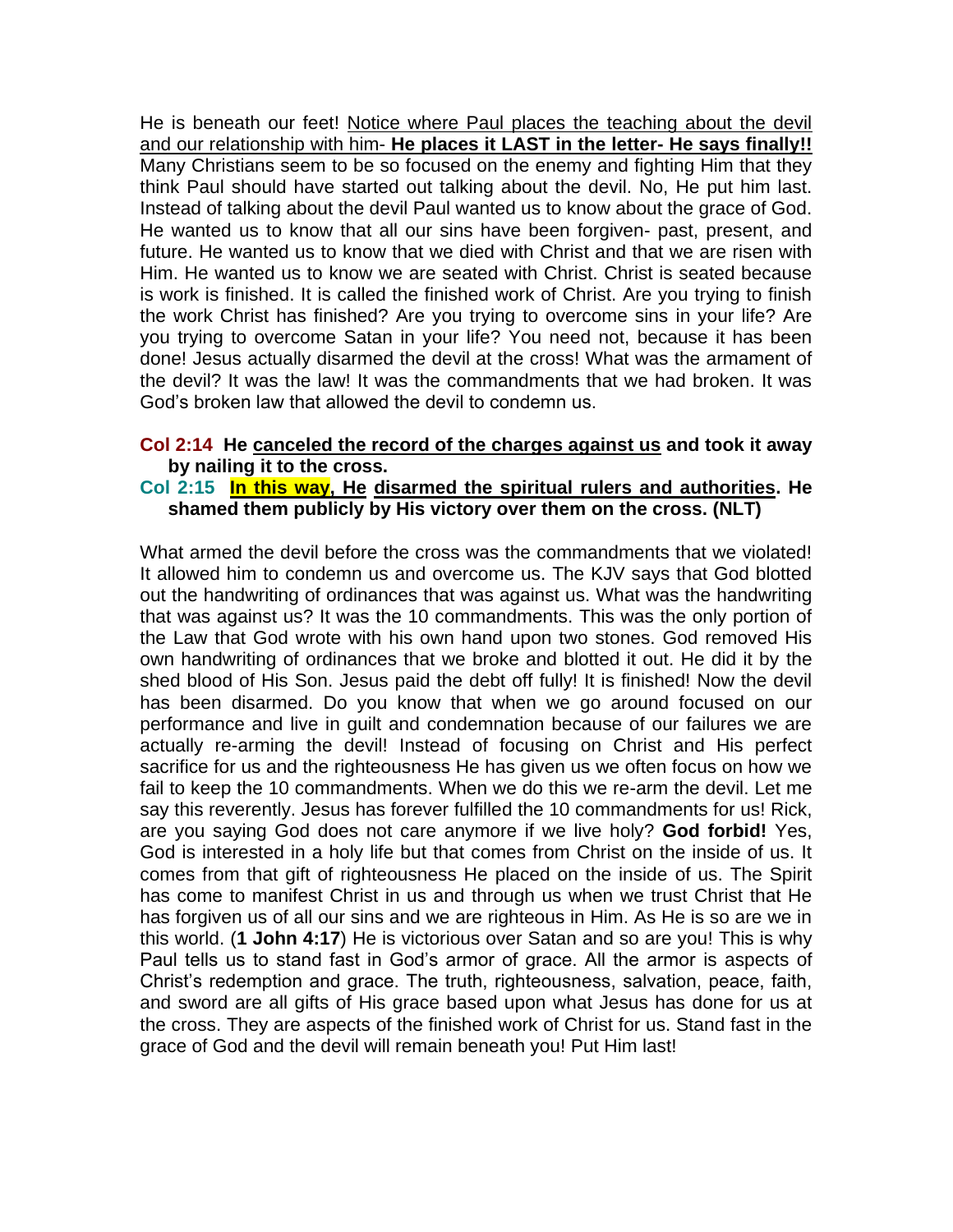He is beneath our feet! <u>Notice where Paul places the teaching about the devil and our relationship with him- **He places it LAST in the letter- He says finally!!**</u> Many Christians seem to be so focused on the enemy and fighting Him that they think Paul should have started out talking about the devil. No, He put him last. Instead of talking about the devil Paul wanted us to know about the grace of God. He wanted us to know that all our sins have been forgiven- past, present, and future. He wanted us to know that we died with Christ and that we are risen with Him. He wanted us to know we are seated with Christ. Christ is seated because is work is finished. It is called the finished work of Christ. Are you trying to finish the work Christ has finished? Are you trying to overcome sins in your life? Are you trying to overcome Satan in your life? You need not, because it has been done! Jesus actually disarmed the devil at the cross! What was the armament of the devil? It was the law! It was the commandments that we had broken. It was God's broken law that allowed the devil to condemn us.

**Col 2:14 He <u>canceled the record of the charges against us</u> and took it away by nailing it to the cross.**
**Col 2:15 <u>In this way, He</u> <u>disarmed the spiritual rulers and authorities</u>. He shamed them publicly by His victory over them on the cross. (NLT)**

What armed the devil before the cross was the commandments that we violated! It allowed him to condemn us and overcome us. The KJV says that God blotted out the handwriting of ordinances that was against us. What was the handwriting that was against us? It was the 10 commandments. This was the only portion of the Law that God wrote with his own hand upon two stones. God removed His own handwriting of ordinances that we broke and blotted it out. He did it by the shed blood of His Son. Jesus paid the debt off fully! It is finished! Now the devil has been disarmed. Do you know that when we go around focused on our performance and live in guilt and condemnation because of our failures we are actually re-arming the devil! Instead of focusing on Christ and His perfect sacrifice for us and the righteousness He has given us we often focus on how we fail to keep the 10 commandments. When we do this we re-arm the devil. Let me say this reverently. Jesus has forever fulfilled the 10 commandments for us! Rick, are you saying God does not care anymore if we live holy? **God forbid!** Yes, God is interested in a holy life but that comes from Christ on the inside of us. It comes from that gift of righteousness He placed on the inside of us. The Spirit has come to manifest Christ in us and through us when we trust Christ that He has forgiven us of all our sins and we are righteous in Him. As He is so are we in this world. (**1 John 4:17**) He is victorious over Satan and so are you! This is why Paul tells us to stand fast in God's armor of grace. All the armor is aspects of Christ's redemption and grace. The truth, righteousness, salvation, peace, faith, and sword are all gifts of His grace based upon what Jesus has done for us at the cross. They are aspects of the finished work of Christ for us. Stand fast in the grace of God and the devil will remain beneath you! Put Him last!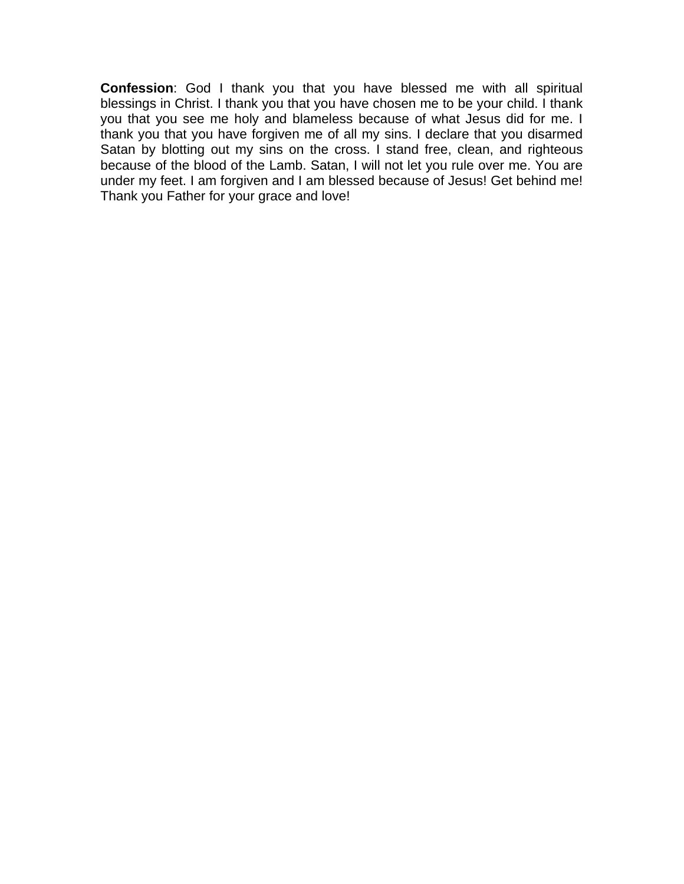**Confession**: God I thank you that you have blessed me with all spiritual blessings in Christ. I thank you that you have chosen me to be your child. I thank you that you see me holy and blameless because of what Jesus did for me. I thank you that you have forgiven me of all my sins. I declare that you disarmed Satan by blotting out my sins on the cross. I stand free, clean, and righteous because of the blood of the Lamb. Satan, I will not let you rule over me. You are under my feet. I am forgiven and I am blessed because of Jesus! Get behind me! Thank you Father for your grace and love!